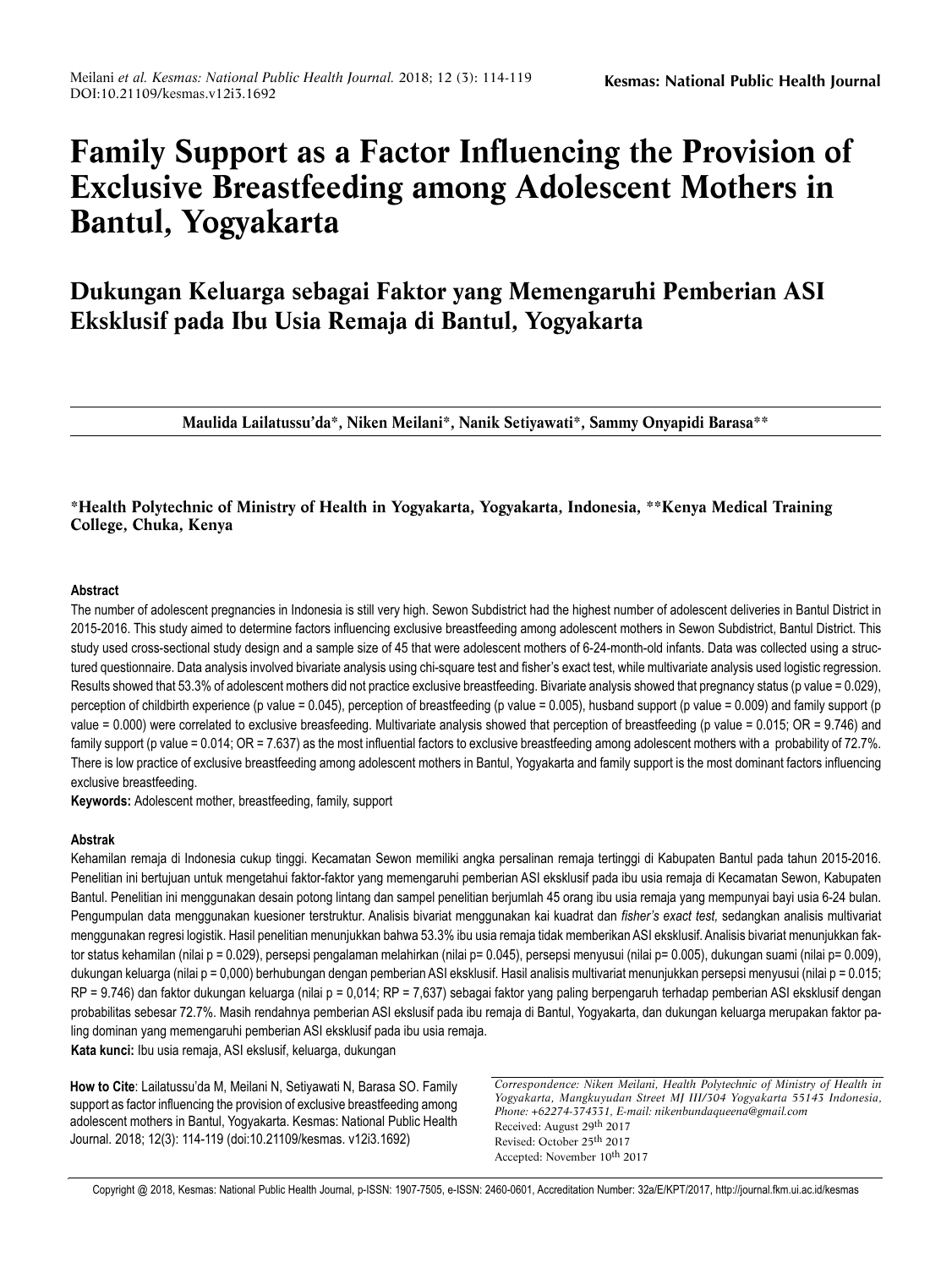# Family Support as a Factor Influencing the Provision of Exclusive Breastfeeding among Adolescent Mothers in Bantul, Yogyakarta

## Dukungan Keluarga sebagai Faktor yang Memengaruhi Pemberian ASI Eksklusif pada Ibu Usia Remaja di Bantul, Yogyakarta

**Maulida Lailatussu'da\*, Niken Meilani\*, Nanik Setiyawati\*, Sammy Onyapidi Barasa\*\***

**\*Health Polytechnic of Ministry of Health in Yogyakarta, Yogyakarta, Indonesia, \*\*Kenya Medical Training College, Chuka, Kenya**

### Abstract

The number of adolescent pregnancies in Indonesia is still very high. Sewon Subdistrict had the highest number of adolescent deliveries in Bantul District in 2015-2016. This study aimed to determine factors influencing exclusive breastfeeding among adolescent mothers in Sewon Subdistrict, Bantul District. This study used cross-sectional study design and a sample size of 45 that were adolescent mothers of 6-24-month-old infants. Data was collected using a structured questionnaire. Data analysis involved bivariate analysis using chi-square test and fisher's exact test, while multivariate analysis used logistic regression. Results showed that 53.3% of adolescent mothers did not practice exclusive breastfeeding. Bivariate analysis showed that pregnancy status (p value = 0.029), perception of childbirth experience (p value = 0.045), perception of breastfeeding (p value = 0.005), husband support (p value = 0.009) and family support (p value = 0.000) were correlated to exclusive breasfeeding. Multivariate analysis showed that perception of breastfeeding (p value = 0.015; OR = 9.746) and family support (p value = 0.014; OR = 7.637) as the most influential factors to exclusive breastfeeding among adolescent mothers with a probability of 72.7%. There is low practice of exclusive breastfeeding among adolescent mothers in Bantul, Yogyakarta and family support is the most dominant factors influencing exclusive breastfeeding.

**Keywords:** Adolescent mother, breastfeeding, family, support

### Abstrak

Kehamilan remaja di Indonesia cukup tinggi. Kecamatan Sewon memiliki angka persalinan remaja tertinggi di Kabupaten Bantul pada tahun 2015-2016. Penelitian ini bertujuan untuk mengetahui faktor-faktor yang memengaruhi pemberian ASI eksklusif pada ibu usia remaja di Kecamatan Sewon, Kabupaten Bantul. Penelitian ini menggunakan desain potong lintang dan sampel penelitian berjumlah 45 orang ibu usia remaja yang mempunyai bayi usia 6-24 bulan. Pengumpulan data menggunakan kuesioner terstruktur. Analisis bivariat menggunakan kai kuadrat dan *fisher's exact test,* sedangkan analisis multivariat menggunakan regresi logistik. Hasil penelitian menunjukkan bahwa 53.3% ibu usia remaja tidak memberikan ASI eksklusif. Analisis bivariat menunjukkan faktor status kehamilan (nilai p = 0.029), persepsi pengalaman melahirkan (nilai p= 0.045), persepsi menyusui (nilai p= 0.005), dukungan suami (nilai p= 0.009), dukungan keluarga (nilai p = 0,000) berhubungan dengan pemberian ASI eksklusif. Hasil analisis multivariat menunjukkan persepsi menyusui (nilai p = 0.015; RP = 9.746) dan faktor dukungan keluarga (nilai p = 0,014; RP = 7,637) sebagai faktor yang paling berpengaruh terhadap pemberian ASI eksklusif dengan probabilitas sebesar 72.7%. Masih rendahnya pemberian ASI ekslusif pada ibu remaja di Bantul, Yogyakarta, dan dukungan keluarga merupakan faktor paling dominan yang memengaruhi pemberian ASI eksklusif pada ibu usia remaja.

**Kata kunci:** Ibu usia remaja, ASI ekslusif, keluarga, dukungan

**How to Cite**: Lailatussu'da M, Meilani N, Setiyawati N, Barasa SO. Family support as factor influencing the provision of exclusive breastfeeding among adolescent mothers in Bantul, Yogyakarta. Kesmas: National Public Health Journal. 2018; 12(3): 114-119 (doi:10.21109/kesmas. v12i3.1692)

*Correspondence: Niken Meilani, Health Polytechnic of Ministry of Health in Yogyakarta, Mangkuyudan Street MJ III/304 Yogyakarta 55143 Indonesia, Phone: +62274-374331, E-mail: nikenbundaqueena@gmail.com*
Received: August 29th 2017
Revised: October 25th 2017
Accepted: November 10th 2017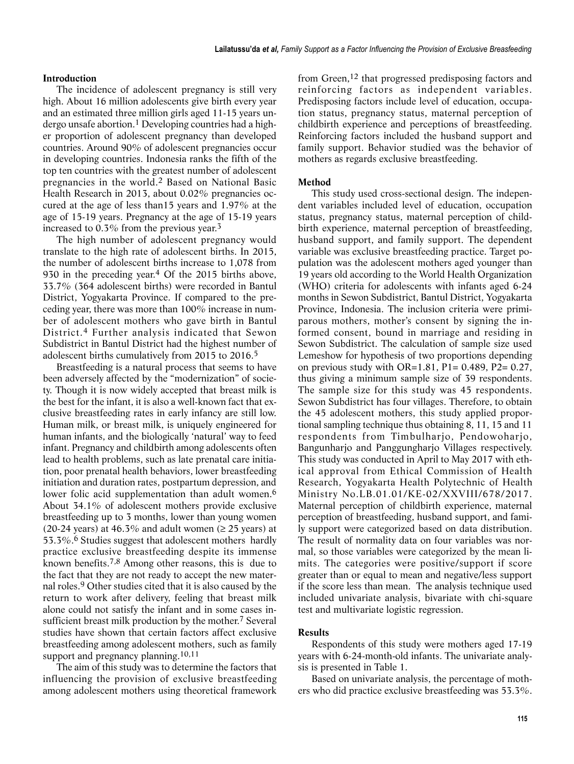## Introduction

The incidence of adolescent pregnancy is still very high. About 16 million adolescents give birth every year and an estimated three million girls aged 11-15 years undergo unsafe abortion.[1] Developing countries had a higher proportion of adolescent pregnancy than developed countries. Around 90% of adolescent pregnancies occur in developing countries. Indonesia ranks the fifth of the top ten countries with the greatest number of adolescent pregnancies in the world.[2] Based on National Basic Health Research in 2013, about 0.02% pregnancies occured at the age of less than15 years and 1.97% at the age of 15-19 years. Pregnancy at the age of 15-19 years increased to 0.3% from the previous year.[3]

The high number of adolescent pregnancy would translate to the high rate of adolescent births. In 2015, the number of adolescent births increase to 1,078 from 930 in the preceding year.[4] Of the 2015 births above, 33.7% (364 adolescent births) were recorded in Bantul District, Yogyakarta Province. If compared to the preceding year, there was more than 100% increase in number of adolescent mothers who gave birth in Bantul District.[4] Further analysis indicated that Sewon Subdistrict in Bantul District had the highest number of adolescent births cumulatively from 2015 to 2016.[5]

Breastfeeding is a natural process that seems to have been adversely affected by the "modernization" of society. Though it is now widely accepted that breast milk is the best for the infant, it is also a well-known fact that exclusive breastfeeding rates in early infancy are still low. Human milk, or breast milk, is uniquely engineered for human infants, and the biologically 'natural' way to feed infant. Pregnancy and childbirth among adolescents often lead to health problems, such as late prenatal care initiation, poor prenatal health behaviors, lower breastfeeding initiation and duration rates, postpartum depression, and lower folic acid supplementation than adult women.[6] About 34.1% of adolescent mothers provide exclusive breastfeeding up to 3 months, lower than young women (20-24 years) at 46.3% and adult women (≥ 25 years) at 53.3%.[6] Studies suggest that adolescent mothers hardly practice exclusive breastfeeding despite its immense known benefits.[7,8] Among other reasons, this is due to the fact that they are not ready to accept the new maternal roles.[9] Other studies cited that it is also caused by the return to work after delivery, feeling that breast milk alone could not satisfy the infant and in some cases insufficient breast milk production by the mother.[7] Several studies have shown that certain factors affect exclusive breastfeeding among adolescent mothers, such as family support and pregnancy planning.[10,11]

The aim of this study was to determine the factors that influencing the provision of exclusive breastfeeding among adolescent mothers using theoretical framework from Green,[12] that progressed predisposing factors and reinforcing factors as independent variables. Predisposing factors include level of education, occupation status, pregnancy status, maternal perception of childbirth experience and perceptions of breastfeeding. Reinforcing factors included the husband support and family support. Behavior studied was the behavior of mothers as regards exclusive breastfeeding.

## Method

This study used cross-sectional design. The independent variables included level of education, occupation status, pregnancy status, maternal perception of childbirth experience, maternal perception of breastfeeding, husband support, and family support. The dependent variable was exclusive breastfeeding practice. Target population was the adolescent mothers aged younger than 19 years old according to the World Health Organization (WHO) criteria for adolescents with infants aged 6-24 months in Sewon Subdistrict, Bantul District, Yogyakarta Province, Indonesia. The inclusion criteria were primiparous mothers, mother's consent by signing the informed consent, bound in marriage and residing in Sewon Subdistrict. The calculation of sample size used Lemeshow for hypothesis of two proportions depending on previous study with OR=1.81, P1= 0.489, P2= 0.27, thus giving a minimum sample size of 39 respondents. The sample size for this study was 45 respondents. Sewon Subdistrict has four villages. Therefore, to obtain the 45 adolescent mothers, this study applied proportional sampling technique thus obtaining 8, 11, 15 and 11 respondents from Timbulharjo, Pendowoharjo, Bangunharjo and Panggungharjo Villages respectively. This study was conducted in April to May 2017 with ethical approval from Ethical Commission of Health Research, Yogyakarta Health Polytechnic of Health Ministry No.LB.01.01/KE-02/XXVIII/678/2017. Maternal perception of childbirth experience, maternal perception of breastfeeding, husband support, and family support were categorized based on data distribution. The result of normality data on four variables was normal, so those variables were categorized by the mean limits. The categories were positive/support if score greater than or equal to mean and negative/less support if the score less than mean. The analysis technique used included univariate analysis, bivariate with chi-square test and multivariate logistic regression.

## Results

Respondents of this study were mothers aged 17-19 years with 6-24-month-old infants. The univariate analysis is presented in Table 1.

Based on univariate analysis, the percentage of mothers who did practice exclusive breastfeeding was 53.3%.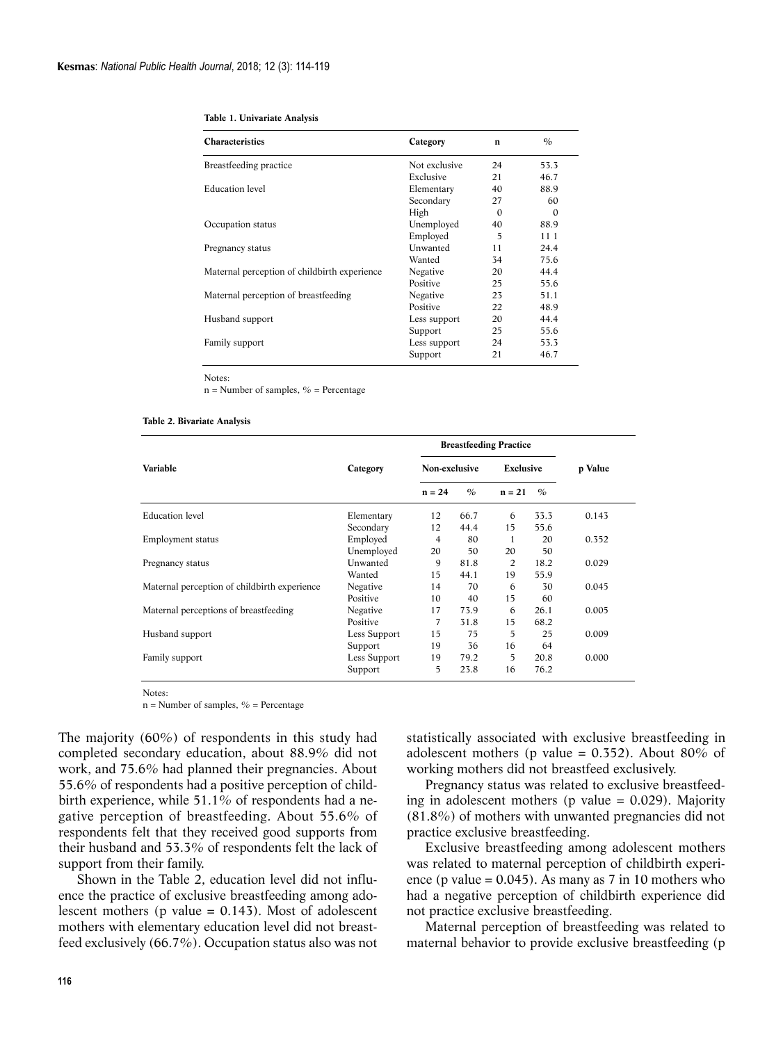**Table 1. Univariate Analysis**

| Characteristics | Category | n | % |
|---|---|---|---|
| Breastfeeding practice | Not exclusive | 24 | 53.3 |
| | Exclusive | 21 | 46.7 |
| Education level | Elementary | 40 | 88.9 |
| | Secondary | 27 | 60 |
| | High | 0 | 0 |
| Occupation status | Unemployed | 40 | 88.9 |
| | Employed | 5 | 11 1 |
| Pregnancy status | Unwanted | 11 | 24.4 |
| | Wanted | 34 | 75.6 |
| Maternal perception of childbirth experience | Negative | 20 | 44.4 |
| | Positive | 25 | 55.6 |
| Maternal perception of breastfeeding | Negative | 23 | 51.1 |
| | Positive | 22 | 48.9 |
| Husband support | Less support | 20 | 44.4 |
| | Support | 25 | 55.6 |
| Family support | Less support | 24 | 53.3 |
| | Support | 21 | 46.7 |

Notes:
n = Number of samples, % = Percentage

**Table 2. Bivariate Analysis**

| Variable | Category | Breastfeeding Practice | | | | p Value |
|---|---|---|---|---|---|---|
| | | Non-exclusive | | Exclusive | | |
| | | n = 24 | % | n = 21 | % | |
| Education level | Elementary | 12 | 66.7 | 6 | 33.3 | 0.143 |
| | Secondary | 12 | 44.4 | 15 | 55.6 | |
| Employment status | Employed | 4 | 80 | 1 | 20 | 0.352 |
| | Unemployed | 20 | 50 | 20 | 50 | |
| Pregnancy status | Unwanted | 9 | 81.8 | 2 | 18.2 | 0.029 |
| | Wanted | 15 | 44.1 | 19 | 55.9 | |
| Maternal perception of childbirth experience | Negative | 14 | 70 | 6 | 30 | 0.045 |
| | Positive | 10 | 40 | 15 | 60 | |
| Maternal perceptions of breastfeeding | Negative | 17 | 73.9 | 6 | 26.1 | 0.005 |
| | Positive | 7 | 31.8 | 15 | 68.2 | |
| Husband support | Less Support | 15 | 75 | 5 | 25 | 0.009 |
| | Support | 19 | 36 | 16 | 64 | |
| Family support | Less Support | 19 | 79.2 | 5 | 20.8 | 0.000 |
| | Support | 5 | 23.8 | 16 | 76.2 | |

Notes:
n = Number of samples, % = Percentage

The majority (60%) of respondents in this study had completed secondary education, about 88.9% did not work, and 75.6% had planned their pregnancies. About 55.6% of respondents had a positive perception of childbirth experience, while 51.1% of respondents had a negative perception of breastfeeding. About 55.6% of respondents felt that they received good supports from their husband and 53.3% of respondents felt the lack of support from their family.

Shown in the Table 2, education level did not influence the practice of exclusive breastfeeding among adolescent mothers (p value = 0.143). Most of adolescent mothers with elementary education level did not breastfeed exclusively (66.7%). Occupation status also was not statistically associated with exclusive breastfeeding in adolescent mothers (p value = 0.352). About 80% of working mothers did not breastfeed exclusively.

Pregnancy status was related to exclusive breastfeeding in adolescent mothers (p value = 0.029). Majority (81.8%) of mothers with unwanted pregnancies did not practice exclusive breastfeeding.

Exclusive breastfeeding among adolescent mothers was related to maternal perception of childbirth experience (p value = 0.045). As many as 7 in 10 mothers who had a negative perception of childbirth experience did not practice exclusive breastfeeding.

Maternal perception of breastfeeding was related to maternal behavior to provide exclusive breastfeeding (p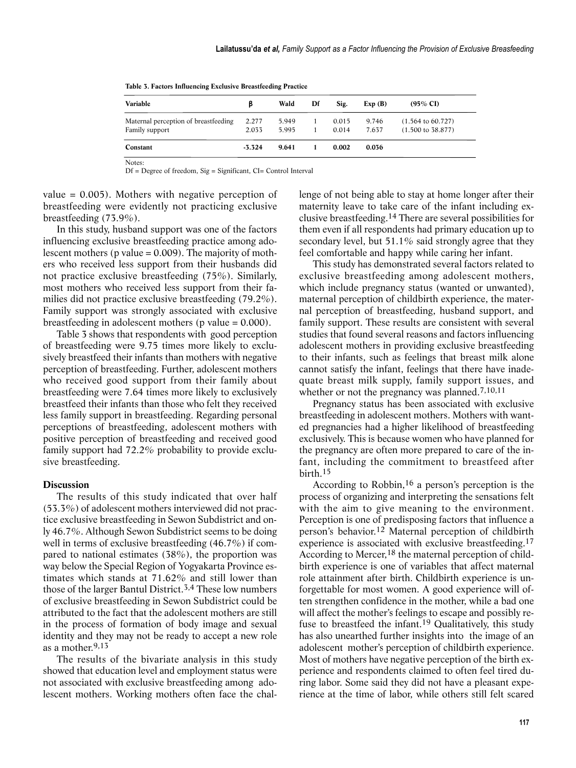**Table 3. Factors Influencing Exclusive Breastfeeding Practice**

| Variable | β | Wald | Df | Sig. | Exp (B) | (95% CI) |
|---|---|---|---|---|---|---|
| Maternal perception of breastfeeding | 2.277 | 5.949 | 1 | 0.015 | 9.746 | (1.564 to 60.727) |
| Family support | 2.033 | 5.995 | 1 | 0.014 | 7.637 | (1.500 to 38.877) |
| **Constant** | **-3.324** | **9.641** | **1** | **0.002** | **0.036** | |

Notes:
Df = Degree of freedom, Sig = Significant, CI= Control Interval

value = 0.005). Mothers with negative perception of breastfeeding were evidently not practicing exclusive breastfeeding (73.9%).

In this study, husband support was one of the factors influencing exclusive breastfeeding practice among adolescent mothers (p value = 0.009). The majority of mothers who received less support from their husbands did not practice exclusive breastfeeding (75%). Similarly, most mothers who received less support from their families did not practice exclusive breastfeeding (79.2%). Family support was strongly associated with exclusive breastfeeding in adolescent mothers (p value = 0.000).

Table 3 shows that respondents with good perception of breastfeeding were 9.75 times more likely to exclusively breastfeed their infants than mothers with negative perception of breastfeeding. Further, adolescent mothers who received good support from their family about breastfeeding were 7.64 times more likely to exclusively breastfeed their infants than those who felt they received less family support in breastfeeding. Regarding personal perceptions of breastfeeding, adolescent mothers with positive perception of breastfeeding and received good family support had 72.2% probability to provide exclusive breastfeeding.

## Discussion

The results of this study indicated that over half (53.3%) of adolescent mothers interviewed did not practice exclusive breastfeeding in Sewon Subdistrict and only 46.7%. Although Sewon Subdistrict seems to be doing well in terms of exclusive breastfeeding (46.7%) if compared to national estimates (38%), the proportion was way below the Special Region of Yogyakarta Province estimates which stands at 71.62% and still lower than those of the larger Bantul District.[3,4] These low numbers of exclusive breastfeeding in Sewon Subdistrict could be attributed to the fact that the adolescent mothers are still in the process of formation of body image and sexual identity and they may not be ready to accept a new role as a mother.[9,13]

The results of the bivariate analysis in this study showed that education level and employment status were not associated with exclusive breastfeeding among adolescent mothers. Working mothers often face the challenge of not being able to stay at home longer after their maternity leave to take care of the infant including exclusive breastfeeding.[14] There are several possibilities for them even if all respondents had primary education up to secondary level, but 51.1% said strongly agree that they feel comfortable and happy while caring her infant.

This study has demonstrated several factors related to exclusive breastfeeding among adolescent mothers, which include pregnancy status (wanted or unwanted), maternal perception of childbirth experience, the maternal perception of breastfeeding, husband support, and family support. These results are consistent with several studies that found several reasons and factors influencing adolescent mothers in providing exclusive breastfeeding to their infants, such as feelings that breast milk alone cannot satisfy the infant, feelings that there have inadequate breast milk supply, family support issues, and whether or not the pregnancy was planned.[7,10,11]

Pregnancy status has been associated with exclusive breastfeeding in adolescent mothers. Mothers with wanted pregnancies had a higher likelihood of breastfeeding exclusively. This is because women who have planned for the pregnancy are often more prepared to care of the infant, including the commitment to breastfeed after birth.[15]

According to Robbin,[16] a person's perception is the process of organizing and interpreting the sensations felt with the aim to give meaning to the environment. Perception is one of predisposing factors that influence a person's behavior.[12] Maternal perception of childbirth experience is associated with exclusive breastfeeding.[17] According to Mercer,[18] the maternal perception of childbirth experience is one of variables that affect maternal role attainment after birth. Childbirth experience is unforgettable for most women. A good experience will often strengthen confidence in the mother, while a bad one will affect the mother's feelings to escape and possibly refuse to breastfeed the infant.[19] Qualitatively, this study has also unearthed further insights into the image of an adolescent mother's perception of childbirth experience. Most of mothers have negative perception of the birth experience and respondents claimed to often feel tired during labor. Some said they did not have a pleasant experience at the time of labor, while others still felt scared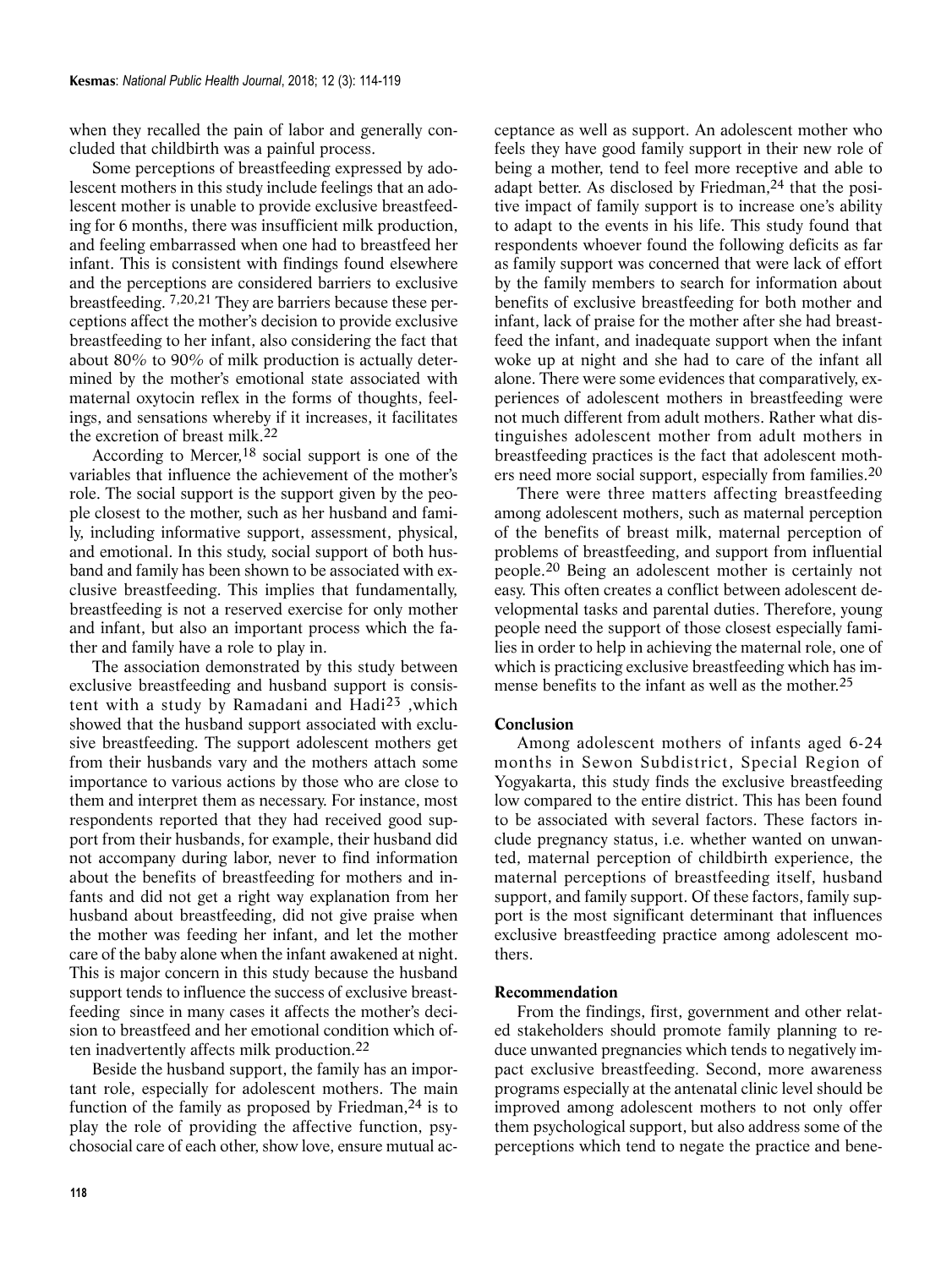when they recalled the pain of labor and generally concluded that childbirth was a painful process.

Some perceptions of breastfeeding expressed by adolescent mothers in this study include feelings that an adolescent mother is unable to provide exclusive breastfeeding for 6 months, there was insufficient milk production, and feeling embarrassed when one had to breastfeed her infant. This is consistent with findings found elsewhere and the perceptions are considered barriers to exclusive breastfeeding.[7,20,21] They are barriers because these perceptions affect the mother's decision to provide exclusive breastfeeding to her infant, also considering the fact that about 80% to 90% of milk production is actually determined by the mother's emotional state associated with maternal oxytocin reflex in the forms of thoughts, feelings, and sensations whereby if it increases, it facilitates the excretion of breast milk.[22]

According to Mercer,[18] social support is one of the variables that influence the achievement of the mother's role. The social support is the support given by the people closest to the mother, such as her husband and family, including informative support, assessment, physical, and emotional. In this study, social support of both husband and family has been shown to be associated with exclusive breastfeeding. This implies that fundamentally, breastfeeding is not a reserved exercise for only mother and infant, but also an important process which the father and family have a role to play in.

The association demonstrated by this study between exclusive breastfeeding and husband support is consistent with a study by Ramadani and Hadi[23] ,which showed that the husband support associated with exclusive breastfeeding. The support adolescent mothers get from their husbands vary and the mothers attach some importance to various actions by those who are close to them and interpret them as necessary. For instance, most respondents reported that they had received good support from their husbands, for example, their husband did not accompany during labor, never to find information about the benefits of breastfeeding for mothers and infants and did not get a right way explanation from her husband about breastfeeding, did not give praise when the mother was feeding her infant, and let the mother care of the baby alone when the infant awakened at night. This is major concern in this study because the husband support tends to influence the success of exclusive breastfeeding since in many cases it affects the mother's decision to breastfeed and her emotional condition which often inadvertently affects milk production.[22]

Beside the husband support, the family has an important role, especially for adolescent mothers. The main function of the family as proposed by Friedman,[24] is to play the role of providing the affective function, psychosocial care of each other, show love, ensure mutual acceptance as well as support. An adolescent mother who feels they have good family support in their new role of being a mother, tend to feel more receptive and able to adapt better. As disclosed by Friedman,[24] that the positive impact of family support is to increase one's ability to adapt to the events in his life. This study found that respondents whoever found the following deficits as far as family support was concerned that were lack of effort by the family members to search for information about benefits of exclusive breastfeeding for both mother and infant, lack of praise for the mother after she had breastfeed the infant, and inadequate support when the infant woke up at night and she had to care of the infant all alone. There were some evidences that comparatively, experiences of adolescent mothers in breastfeeding were not much different from adult mothers. Rather what distinguishes adolescent mother from adult mothers in breastfeeding practices is the fact that adolescent mothers need more social support, especially from families.[20]

There were three matters affecting breastfeeding among adolescent mothers, such as maternal perception of the benefits of breast milk, maternal perception of problems of breastfeeding, and support from influential people.[20] Being an adolescent mother is certainly not easy. This often creates a conflict between adolescent developmental tasks and parental duties. Therefore, young people need the support of those closest especially families in order to help in achieving the maternal role, one of which is practicing exclusive breastfeeding which has immense benefits to the infant as well as the mother.[25]

## Conclusion

Among adolescent mothers of infants aged 6-24 months in Sewon Subdistrict, Special Region of Yogyakarta, this study finds the exclusive breastfeeding low compared to the entire district. This has been found to be associated with several factors. These factors include pregnancy status, i.e. whether wanted on unwanted, maternal perception of childbirth experience, the maternal perceptions of breastfeeding itself, husband support, and family support. Of these factors, family support is the most significant determinant that influences exclusive breastfeeding practice among adolescent mothers.

## Recommendation

From the findings, first, government and other related stakeholders should promote family planning to reduce unwanted pregnancies which tends to negatively impact exclusive breastfeeding. Second, more awareness programs especially at the antenatal clinic level should be improved among adolescent mothers to not only offer them psychological support, but also address some of the perceptions which tend to negate the practice and bene-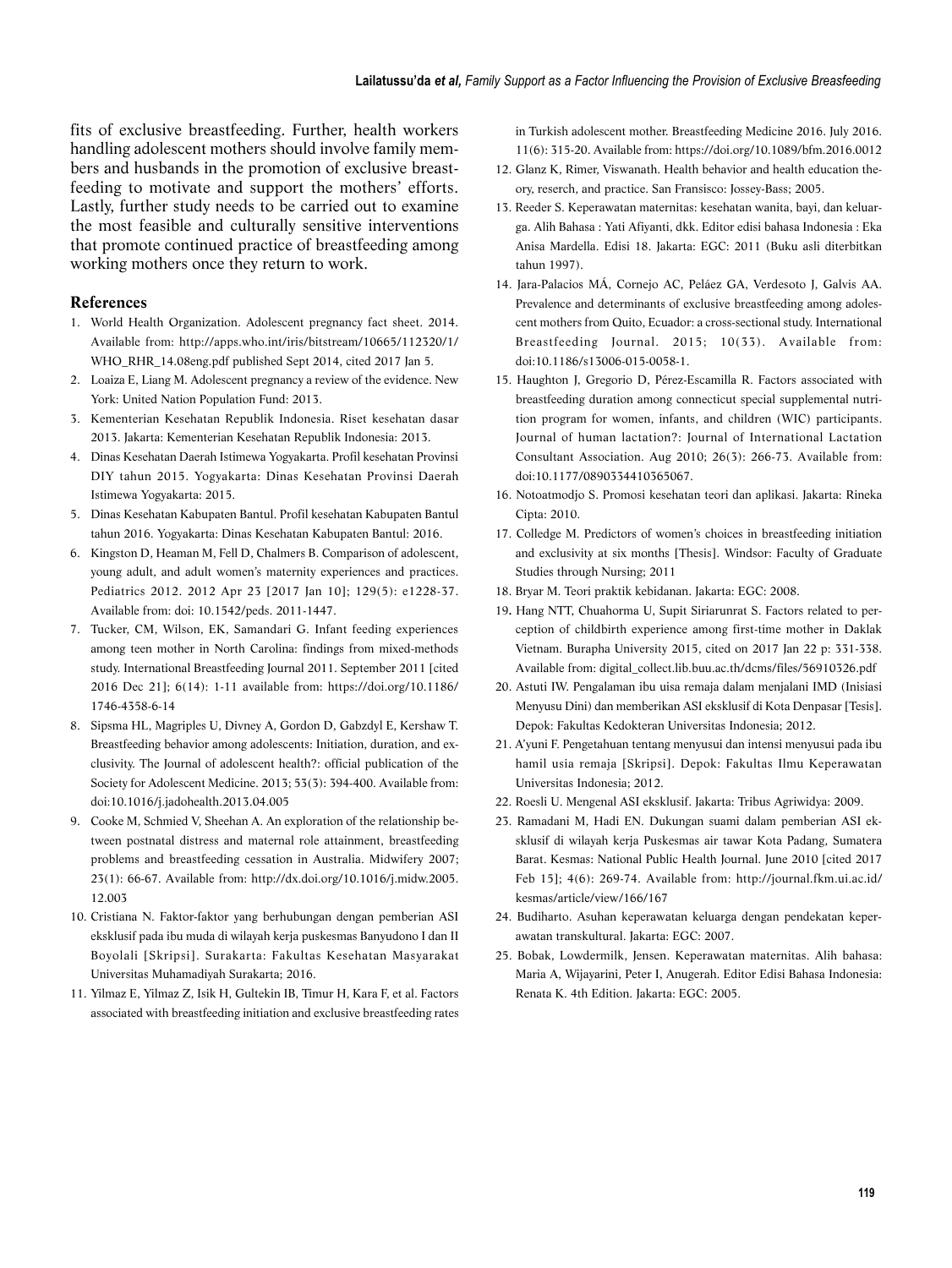fits of exclusive breastfeeding. Further, health workers handling adolescent mothers should involve family members and husbands in the promotion of exclusive breastfeeding to motivate and support the mothers' efforts. Lastly, further study needs to be carried out to examine the most feasible and culturally sensitive interventions that promote continued practice of breastfeeding among working mothers once they return to work.

## References

1. World Health Organization. Adolescent pregnancy fact sheet. 2014. Available from: http://apps.who.int/iris/bitstream/10665/112320/1/WHO_RHR_14.08eng.pdf published Sept 2014, cited 2017 Jan 5.
2. Loaiza E, Liang M. Adolescent pregnancy a review of the evidence. New York: United Nation Population Fund: 2013.
3. Kementerian Kesehatan Republik Indonesia. Riset kesehatan dasar 2013. Jakarta: Kementerian Kesehatan Republik Indonesia: 2013.
4. Dinas Kesehatan Daerah Istimewa Yogyakarta. Profil kesehatan Provinsi DIY tahun 2015. Yogyakarta: Dinas Kesehatan Provinsi Daerah Istimewa Yogyakarta: 2015.
5. Dinas Kesehatan Kabupaten Bantul. Profil kesehatan Kabupaten Bantul tahun 2016. Yogyakarta: Dinas Kesehatan Kabupaten Bantul: 2016.
6. Kingston D, Heaman M, Fell D, Chalmers B. Comparison of adolescent, young adult, and adult women's maternity experiences and practices. Pediatrics 2012. 2012 Apr 23 [2017 Jan 10]; 129(5): e1228-37. Available from: doi: 10.1542/peds. 2011-1447.
7. Tucker, CM, Wilson, EK, Samandari G. Infant feeding experiences among teen mother in North Carolina: findings from mixed-methods study. International Breastfeeding Journal 2011. September 2011 [cited 2016 Dec 21]; 6(14): 1-11 available from: https://doi.org/10.1186/1746-4358-6-14
8. Sipsma HL, Magriples U, Divney A, Gordon D, Gabzdyl E, Kershaw T. Breastfeeding behavior among adolescents: Initiation, duration, and exclusivity. The Journal of adolescent health?: official publication of the Society for Adolescent Medicine. 2013; 53(3): 394-400. Available from: doi:10.1016/j.jadohealth.2013.04.005
9. Cooke M, Schmied V, Sheehan A. An exploration of the relationship between postnatal distress and maternal role attainment, breastfeeding problems and breastfeeding cessation in Australia. Midwifery 2007; 23(1): 66-67. Available from: http://dx.doi.org/10.1016/j.midw.2005.12.003
10. Cristiana N. Faktor-faktor yang berhubungan dengan pemberian ASI eksklusif pada ibu muda di wilayah kerja puskesmas Banyudono I dan II Boyolali [Skripsi]. Surakarta: Fakultas Kesehatan Masyarakat Universitas Muhamadiyah Surakarta; 2016.
11. Yilmaz E, Yilmaz Z, Isik H, Gultekin IB, Timur H, Kara F, et al. Factors associated with breastfeeding initiation and exclusive breastfeeding rates in Turkish adolescent mother. Breastfeeding Medicine 2016. July 2016. 11(6): 315-20. Available from: https://doi.org/10.1089/bfm.2016.0012
12. Glanz K, Rimer, Viswanath. Health behavior and health education theory, reserch, and practice. San Fransisco: Jossey-Bass; 2005.
13. Reeder S. Keperawatan maternitas: kesehatan wanita, bayi, dan keluarga. Alih Bahasa : Yati Afiyanti, dkk. Editor edisi bahasa Indonesia : Eka Anisa Mardella. Edisi 18. Jakarta: EGC: 2011 (Buku asli diterbitkan tahun 1997).
14. Jara-Palacios MÁ, Cornejo AC, Peláez GA, Verdesoto J, Galvis AA. Prevalence and determinants of exclusive breastfeeding among adolescent mothers from Quito, Ecuador: a cross-sectional study. International Breastfeeding Journal. 2015; 10(33). Available from: doi:10.1186/s13006-015-0058-1.
15. Haughton J, Gregorio D, Pérez-Escamilla R. Factors associated with breastfeeding duration among connecticut special supplemental nutrition program for women, infants, and children (WIC) participants. Journal of human lactation?: Journal of International Lactation Consultant Association. Aug 2010; 26(3): 266-73. Available from: doi:10.1177/0890334410365067.
16. Notoatmodjo S. Promosi kesehatan teori dan aplikasi. Jakarta: Rineka Cipta: 2010.
17. Colledge M. Predictors of women's choices in breastfeeding initiation and exclusivity at six months [Thesis]. Windsor: Faculty of Graduate Studies through Nursing; 2011
18. Bryar M. Teori praktik kebidanan. Jakarta: EGC: 2008.
19. Hang NTT, Chuahorma U, Supit Siriarunrat S. Factors related to perception of childbirth experience among first-time mother in Daklak Vietnam. Burapha University 2015, cited on 2017 Jan 22 p: 331-338. Available from: digital_collect.lib.buu.ac.th/dcms/files/56910326.pdf
20. Astuti IW. Pengalaman ibu uisa remaja dalam menjalani IMD (Inisiasi Menyusu Dini) dan memberikan ASI eksklusif di Kota Denpasar [Tesis]. Depok: Fakultas Kedokteran Universitas Indonesia; 2012.
21. A'yuni F. Pengetahuan tentang menyusui dan intensi menyusui pada ibu hamil usia remaja [Skripsi]. Depok: Fakultas Ilmu Keperawatan Universitas Indonesia; 2012.
22. Roesli U. Mengenal ASI eksklusif. Jakarta: Tribus Agriwidya: 2009.
23. Ramadani M, Hadi EN. Dukungan suami dalam pemberian ASI eksklusif di wilayah kerja Puskesmas air tawar Kota Padang, Sumatera Barat. Kesmas: National Public Health Journal. June 2010 [cited 2017 Feb 15]; 4(6): 269-74. Available from: http://journal.fkm.ui.ac.id/kesmas/article/view/166/167
24. Budiharto. Asuhan keperawatan keluarga dengan pendekatan keperawatan transkultural. Jakarta: EGC: 2007.
25. Bobak, Lowdermilk, Jensen. Keperawatan maternitas. Alih bahasa: Maria A, Wijayarini, Peter I, Anugerah. Editor Edisi Bahasa Indonesia: Renata K. 4th Edition. Jakarta: EGC: 2005.